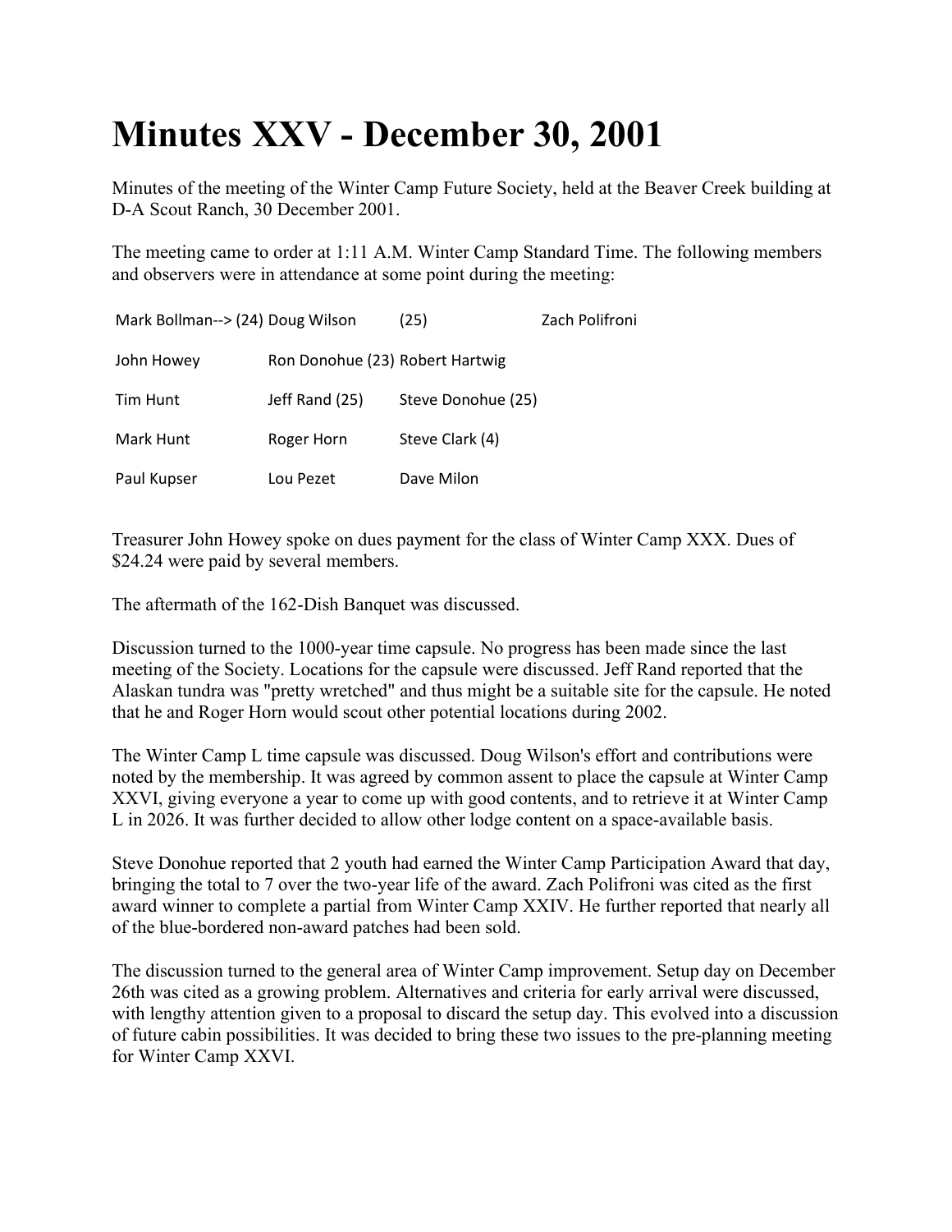# Minutes XXV - December 30, 2001

Minutes of the meeting of the Winter Camp Future Society, held at the Beaver Creek building at D-A Scout Ranch, 30 December 2001.

The meeting came to order at 1:11 A.M. Winter Camp Standard Time. The following members and observers were in attendance at some point during the meeting:

| | | | |
|---|---|---|---|
| Mark Bollman--> (24) | Doug Wilson | (25) | Zach Polifroni |
| John Howey | Ron Donohue (23) | Robert Hartwig | |
| Tim Hunt | Jeff Rand (25) | Steve Donohue (25) | |
| Mark Hunt | Roger Horn | Steve Clark (4) | |
| Paul Kupser | Lou Pezet | Dave Milon | |

Treasurer John Howey spoke on dues payment for the class of Winter Camp XXX. Dues of $24.24 were paid by several members.

The aftermath of the 162-Dish Banquet was discussed.

Discussion turned to the 1000-year time capsule. No progress has been made since the last meeting of the Society. Locations for the capsule were discussed. Jeff Rand reported that the Alaskan tundra was "pretty wretched" and thus might be a suitable site for the capsule. He noted that he and Roger Horn would scout other potential locations during 2002.

The Winter Camp L time capsule was discussed. Doug Wilson's effort and contributions were noted by the membership. It was agreed by common assent to place the capsule at Winter Camp XXVI, giving everyone a year to come up with good contents, and to retrieve it at Winter Camp L in 2026. It was further decided to allow other lodge content on a space-available basis.

Steve Donohue reported that 2 youth had earned the Winter Camp Participation Award that day, bringing the total to 7 over the two-year life of the award. Zach Polifroni was cited as the first award winner to complete a partial from Winter Camp XXIV. He further reported that nearly all of the blue-bordered non-award patches had been sold.

The discussion turned to the general area of Winter Camp improvement. Setup day on December 26th was cited as a growing problem. Alternatives and criteria for early arrival were discussed, with lengthy attention given to a proposal to discard the setup day. This evolved into a discussion of future cabin possibilities. It was decided to bring these two issues to the pre-planning meeting for Winter Camp XXVI.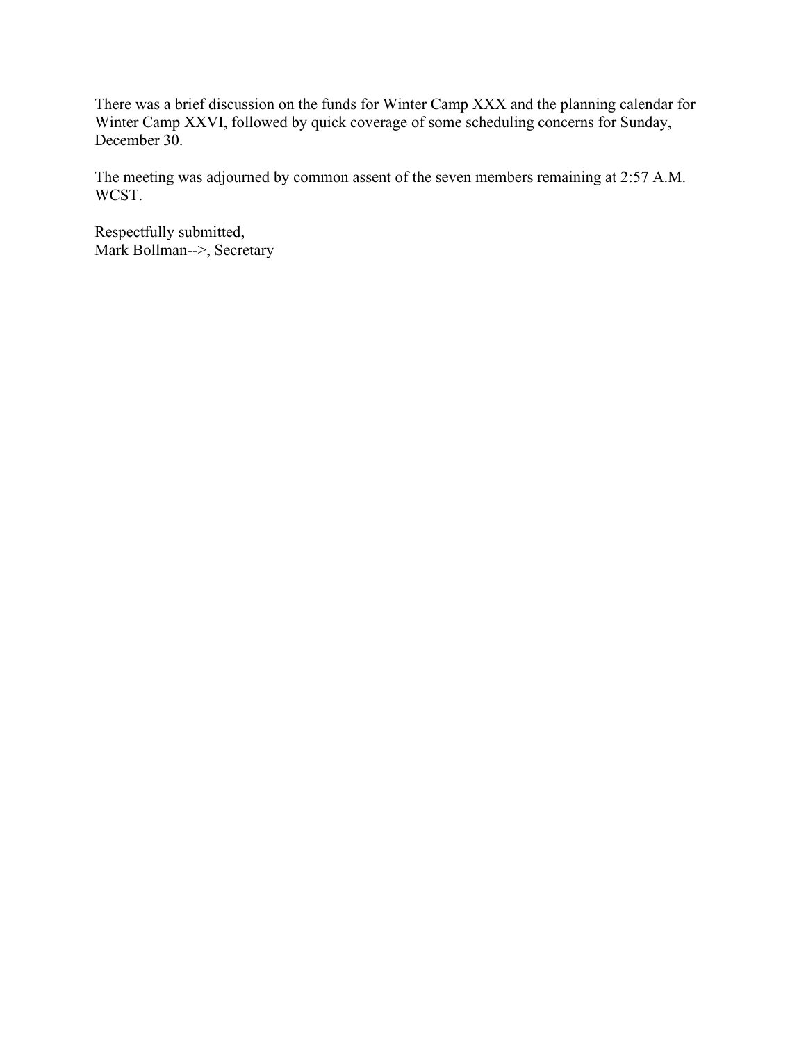There was a brief discussion on the funds for Winter Camp XXX and the planning calendar for Winter Camp XXVI, followed by quick coverage of some scheduling concerns for Sunday, December 30.

The meeting was adjourned by common assent of the seven members remaining at 2:57 A.M. WCST.

Respectfully submitted,
Mark Bollman-->, Secretary